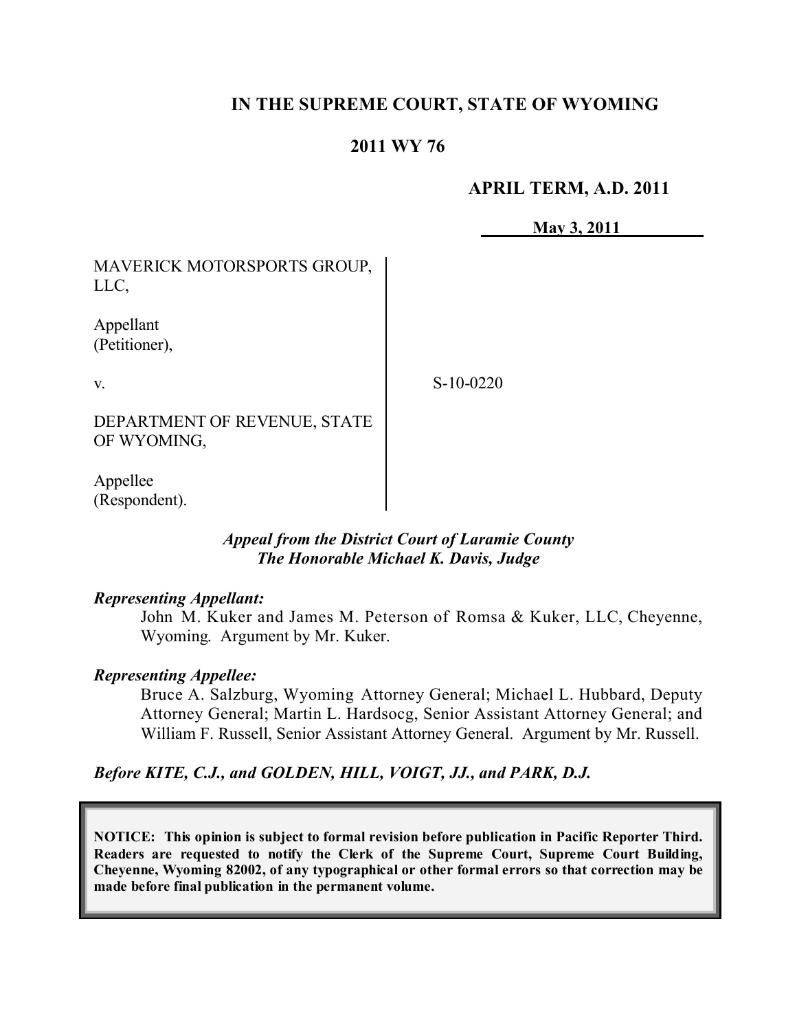# IN THE SUPREME COURT, STATE OF WYOMING

## 2011 WY 76

**APRIL TERM, A.D. 2011**

**May 3, 2011**

MAVERICK MOTORSPORTS GROUP, LLC,

Appellant (Petitioner),

v.

DEPARTMENT OF REVENUE, STATE OF WYOMING,

Appellee (Respondent).

S-10-0220

***Appeal from the District Court of Laramie County***
***The Honorable Michael K. Davis, Judge***

***Representing Appellant:***

John M. Kuker and James M. Peterson of Romsa & Kuker, LLC, Cheyenne, Wyoming. Argument by Mr. Kuker.

***Representing Appellee:***

Bruce A. Salzburg, Wyoming Attorney General; Michael L. Hubbard, Deputy Attorney General; Martin L. Hardsocg, Senior Assistant Attorney General; and William F. Russell, Senior Assistant Attorney General. Argument by Mr. Russell.

***Before KITE, C.J., and GOLDEN, HILL, VOIGT, JJ., and PARK, D.J.***

**NOTICE: This opinion is subject to formal revision before publication in Pacific Reporter Third. Readers are requested to notify the Clerk of the Supreme Court, Supreme Court Building, Cheyenne, Wyoming 82002, of any typographical or other formal errors so that correction may be made before final publication in the permanent volume.**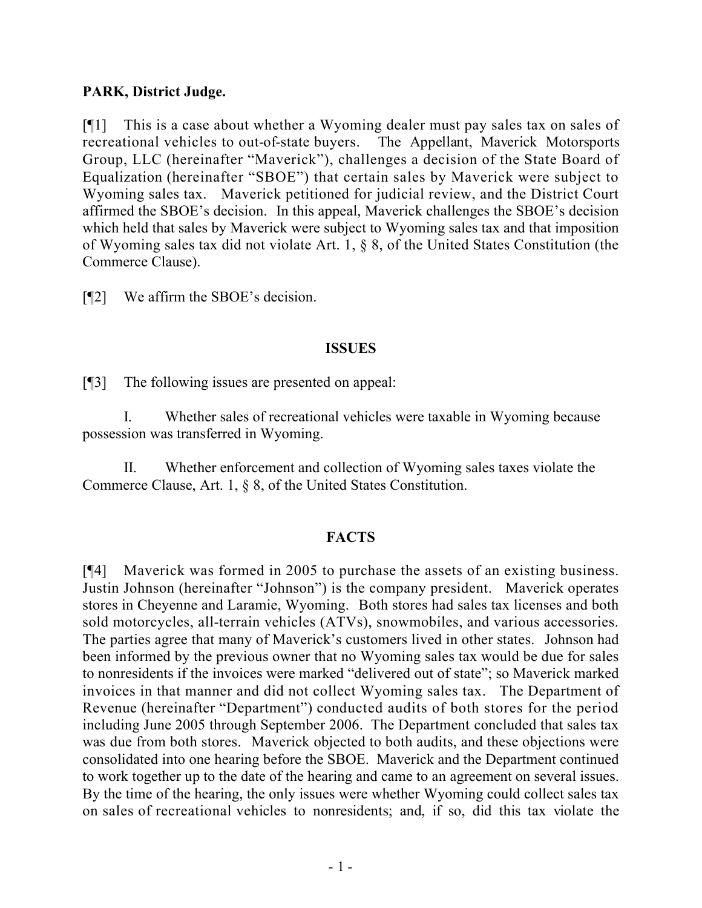**PARK, District Judge.**

[¶1] This is a case about whether a Wyoming dealer must pay sales tax on sales of recreational vehicles to out-of-state buyers. The Appellant, Maverick Motorsports Group, LLC (hereinafter "Maverick"), challenges a decision of the State Board of Equalization (hereinafter "SBOE") that certain sales by Maverick were subject to Wyoming sales tax. Maverick petitioned for judicial review, and the District Court affirmed the SBOE's decision. In this appeal, Maverick challenges the SBOE's decision which held that sales by Maverick were subject to Wyoming sales tax and that imposition of Wyoming sales tax did not violate Art. 1, § 8, of the United States Constitution (the Commerce Clause).

[¶2] We affirm the SBOE's decision.

## ISSUES

[¶3] The following issues are presented on appeal:

I. Whether sales of recreational vehicles were taxable in Wyoming because possession was transferred in Wyoming.

II. Whether enforcement and collection of Wyoming sales taxes violate the Commerce Clause, Art. 1, § 8, of the United States Constitution.

## FACTS

[¶4] Maverick was formed in 2005 to purchase the assets of an existing business. Justin Johnson (hereinafter "Johnson") is the company president. Maverick operates stores in Cheyenne and Laramie, Wyoming. Both stores had sales tax licenses and both sold motorcycles, all-terrain vehicles (ATVs), snowmobiles, and various accessories. The parties agree that many of Maverick's customers lived in other states. Johnson had been informed by the previous owner that no Wyoming sales tax would be due for sales to nonresidents if the invoices were marked "delivered out of state"; so Maverick marked invoices in that manner and did not collect Wyoming sales tax. The Department of Revenue (hereinafter "Department") conducted audits of both stores for the period including June 2005 through September 2006. The Department concluded that sales tax was due from both stores. Maverick objected to both audits, and these objections were consolidated into one hearing before the SBOE. Maverick and the Department continued to work together up to the date of the hearing and came to an agreement on several issues. By the time of the hearing, the only issues were whether Wyoming could collect sales tax on sales of recreational vehicles to nonresidents; and, if so, did this tax violate the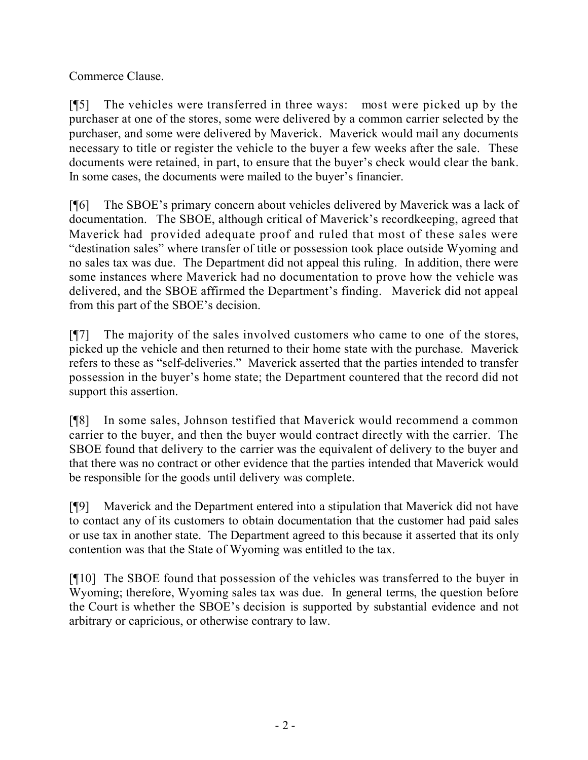Commerce Clause.

[¶5] The vehicles were transferred in three ways: most were picked up by the purchaser at one of the stores, some were delivered by a common carrier selected by the purchaser, and some were delivered by Maverick. Maverick would mail any documents necessary to title or register the vehicle to the buyer a few weeks after the sale. These documents were retained, in part, to ensure that the buyer's check would clear the bank. In some cases, the documents were mailed to the buyer's financier.

[¶6] The SBOE's primary concern about vehicles delivered by Maverick was a lack of documentation. The SBOE, although critical of Maverick's recordkeeping, agreed that Maverick had provided adequate proof and ruled that most of these sales were "destination sales" where transfer of title or possession took place outside Wyoming and no sales tax was due. The Department did not appeal this ruling. In addition, there were some instances where Maverick had no documentation to prove how the vehicle was delivered, and the SBOE affirmed the Department's finding. Maverick did not appeal from this part of the SBOE's decision.

[¶7] The majority of the sales involved customers who came to one of the stores, picked up the vehicle and then returned to their home state with the purchase. Maverick refers to these as "self-deliveries." Maverick asserted that the parties intended to transfer possession in the buyer's home state; the Department countered that the record did not support this assertion.

[¶8] In some sales, Johnson testified that Maverick would recommend a common carrier to the buyer, and then the buyer would contract directly with the carrier. The SBOE found that delivery to the carrier was the equivalent of delivery to the buyer and that there was no contract or other evidence that the parties intended that Maverick would be responsible for the goods until delivery was complete.

[¶9] Maverick and the Department entered into a stipulation that Maverick did not have to contact any of its customers to obtain documentation that the customer had paid sales or use tax in another state. The Department agreed to this because it asserted that its only contention was that the State of Wyoming was entitled to the tax.

[¶10] The SBOE found that possession of the vehicles was transferred to the buyer in Wyoming; therefore, Wyoming sales tax was due. In general terms, the question before the Court is whether the SBOE's decision is supported by substantial evidence and not arbitrary or capricious, or otherwise contrary to law.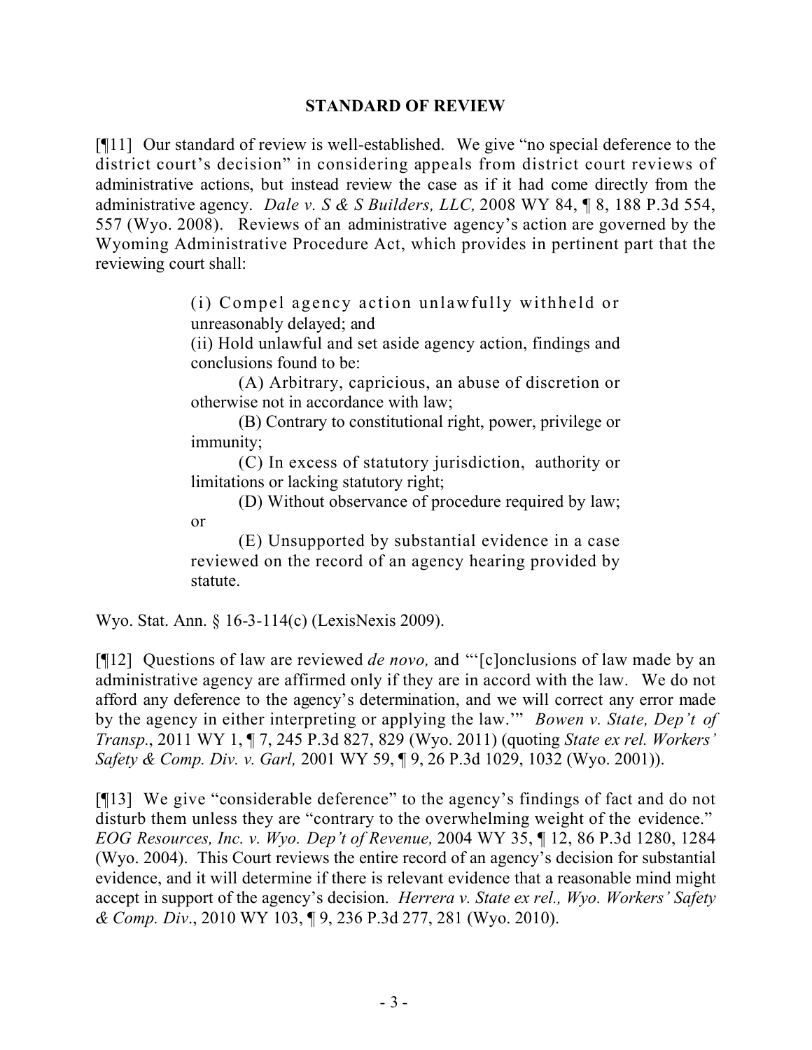## STANDARD OF REVIEW

[¶11] Our standard of review is well-established. We give "no special deference to the district court's decision" in considering appeals from district court reviews of administrative actions, but instead review the case as if it had come directly from the administrative agency. *Dale v. S & S Builders, LLC,* 2008 WY 84, ¶ 8, 188 P.3d 554, 557 (Wyo. 2008). Reviews of an administrative agency's action are governed by the Wyoming Administrative Procedure Act, which provides in pertinent part that the reviewing court shall:

> (i) Compel agency action unlawfully withheld or unreasonably delayed; and
>
> (ii) Hold unlawful and set aside agency action, findings and conclusions found to be:
>
> (A) Arbitrary, capricious, an abuse of discretion or otherwise not in accordance with law;
>
> (B) Contrary to constitutional right, power, privilege or immunity;
>
> (C) In excess of statutory jurisdiction, authority or limitations or lacking statutory right;
>
> (D) Without observance of procedure required by law; or
>
> (E) Unsupported by substantial evidence in a case reviewed on the record of an agency hearing provided by statute.

Wyo. Stat. Ann. § 16-3-114(c) (LexisNexis 2009).

[¶12] Questions of law are reviewed *de novo,* and "'[c]onclusions of law made by an administrative agency are affirmed only if they are in accord with the law. We do not afford any deference to the agency's determination, and we will correct any error made by the agency in either interpreting or applying the law.'" *Bowen v. State, Dep't of Transp.*, 2011 WY 1, ¶ 7, 245 P.3d 827, 829 (Wyo. 2011) (quoting *State ex rel. Workers' Safety & Comp. Div. v. Garl,* 2001 WY 59, ¶ 9, 26 P.3d 1029, 1032 (Wyo. 2001)).

[¶13] We give "considerable deference" to the agency's findings of fact and do not disturb them unless they are "contrary to the overwhelming weight of the evidence." *EOG Resources, Inc. v. Wyo. Dep't of Revenue,* 2004 WY 35, ¶ 12, 86 P.3d 1280, 1284 (Wyo. 2004). This Court reviews the entire record of an agency's decision for substantial evidence, and it will determine if there is relevant evidence that a reasonable mind might accept in support of the agency's decision. *Herrera v. State ex rel., Wyo. Workers' Safety & Comp. Div.*, 2010 WY 103, ¶ 9, 236 P.3d 277, 281 (Wyo. 2010).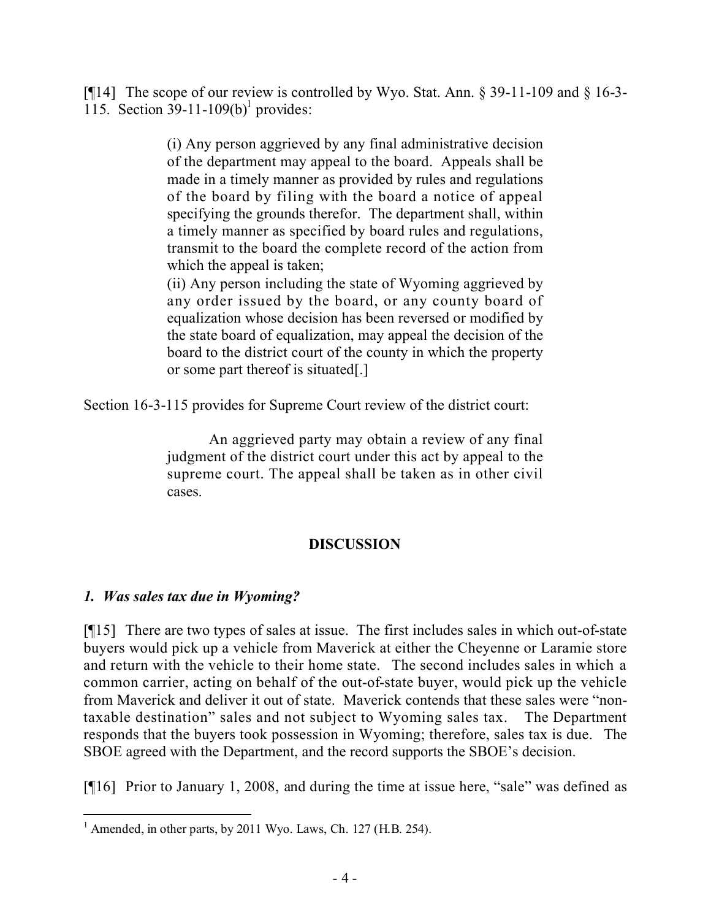[¶14] The scope of our review is controlled by Wyo. Stat. Ann. § 39-11-109 and § 16-3-115. Section 39-11-109(b)[1] provides:

> (i) Any person aggrieved by any final administrative decision of the department may appeal to the board. Appeals shall be made in a timely manner as provided by rules and regulations of the board by filing with the board a notice of appeal specifying the grounds therefor. The department shall, within a timely manner as specified by board rules and regulations, transmit to the board the complete record of the action from which the appeal is taken;
>
> (ii) Any person including the state of Wyoming aggrieved by any order issued by the board, or any county board of equalization whose decision has been reversed or modified by the state board of equalization, may appeal the decision of the board to the district court of the county in which the property or some part thereof is situated[.]

Section 16-3-115 provides for Supreme Court review of the district court:

> An aggrieved party may obtain a review of any final judgment of the district court under this act by appeal to the supreme court. The appeal shall be taken as in other civil cases.

## DISCUSSION

### *1. Was sales tax due in Wyoming?*

[¶15] There are two types of sales at issue. The first includes sales in which out-of-state buyers would pick up a vehicle from Maverick at either the Cheyenne or Laramie store and return with the vehicle to their home state. The second includes sales in which a common carrier, acting on behalf of the out-of-state buyer, would pick up the vehicle from Maverick and deliver it out of state. Maverick contends that these sales were "non-taxable destination" sales and not subject to Wyoming sales tax. The Department responds that the buyers took possession in Wyoming; therefore, sales tax is due. The SBOE agreed with the Department, and the record supports the SBOE's decision.

[¶16] Prior to January 1, 2008, and during the time at issue here, "sale" was defined as

[1] Amended, in other parts, by 2011 Wyo. Laws, Ch. 127 (H.B. 254).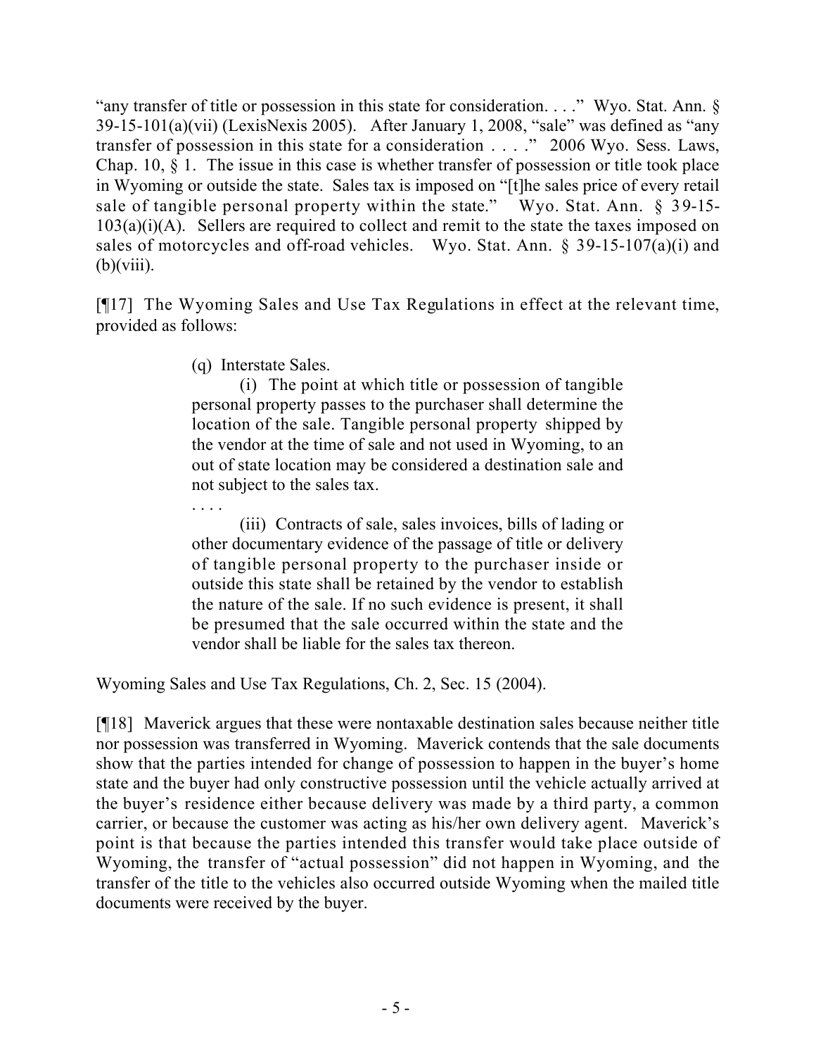"any transfer of title or possession in this state for consideration. . . ." Wyo. Stat. Ann. § 39-15-101(a)(vii) (LexisNexis 2005). After January 1, 2008, "sale" was defined as "any transfer of possession in this state for a consideration . . . ." 2006 Wyo. Sess. Laws, Chap. 10, § 1. The issue in this case is whether transfer of possession or title took place in Wyoming or outside the state. Sales tax is imposed on "[t]he sales price of every retail sale of tangible personal property within the state." Wyo. Stat. Ann. § 39-15-103(a)(i)(A). Sellers are required to collect and remit to the state the taxes imposed on sales of motorcycles and off-road vehicles. Wyo. Stat. Ann. § 39-15-107(a)(i) and (b)(viii).

[¶17] The Wyoming Sales and Use Tax Regulations in effect at the relevant time, provided as follows:

> (q) Interstate Sales.
>
> (i) The point at which title or possession of tangible personal property passes to the purchaser shall determine the location of the sale. Tangible personal property shipped by the vendor at the time of sale and not used in Wyoming, to an out of state location may be considered a destination sale and not subject to the sales tax.
>
> . . . .
>
> (iii) Contracts of sale, sales invoices, bills of lading or other documentary evidence of the passage of title or delivery of tangible personal property to the purchaser inside or outside this state shall be retained by the vendor to establish the nature of the sale. If no such evidence is present, it shall be presumed that the sale occurred within the state and the vendor shall be liable for the sales tax thereon.

Wyoming Sales and Use Tax Regulations, Ch. 2, Sec. 15 (2004).

[¶18] Maverick argues that these were nontaxable destination sales because neither title nor possession was transferred in Wyoming. Maverick contends that the sale documents show that the parties intended for change of possession to happen in the buyer's home state and the buyer had only constructive possession until the vehicle actually arrived at the buyer's residence either because delivery was made by a third party, a common carrier, or because the customer was acting as his/her own delivery agent. Maverick's point is that because the parties intended this transfer would take place outside of Wyoming, the transfer of "actual possession" did not happen in Wyoming, and the transfer of the title to the vehicles also occurred outside Wyoming when the mailed title documents were received by the buyer.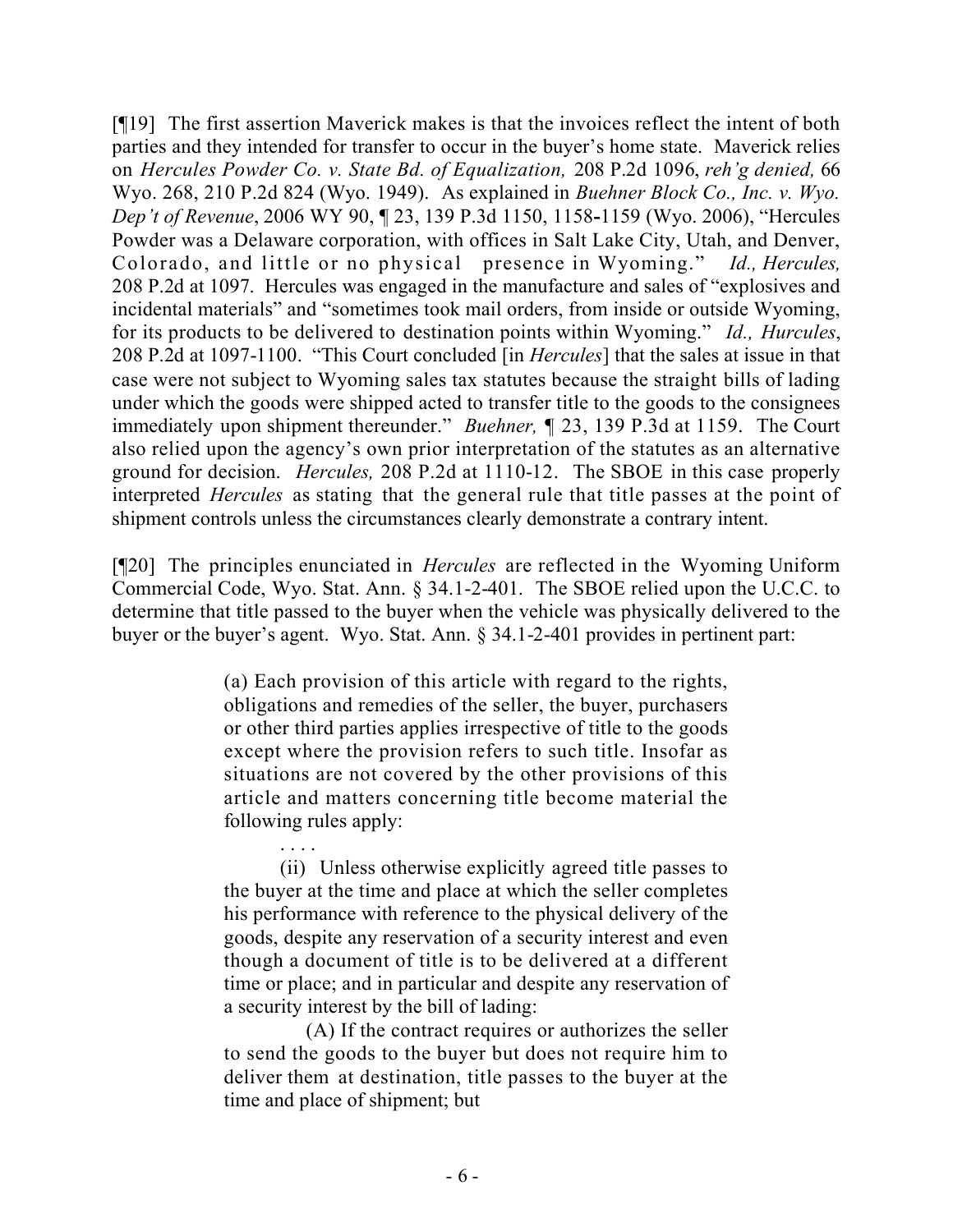[¶19] The first assertion Maverick makes is that the invoices reflect the intent of both parties and they intended for transfer to occur in the buyer's home state. Maverick relies on *Hercules Powder Co. v. State Bd. of Equalization,* 208 P.2d 1096, *reh'g denied,* 66 Wyo. 268, 210 P.2d 824 (Wyo. 1949). As explained in *Buehner Block Co., Inc. v. Wyo. Dep't of Revenue*, 2006 WY 90, ¶ 23, 139 P.3d 1150, 1158-1159 (Wyo. 2006), "Hercules Powder was a Delaware corporation, with offices in Salt Lake City, Utah, and Denver, Colorado, and little or no physical presence in Wyoming." *Id., Hercules,* 208 P.2d at 1097. Hercules was engaged in the manufacture and sales of "explosives and incidental materials" and "sometimes took mail orders, from inside or outside Wyoming, for its products to be delivered to destination points within Wyoming." *Id., Hurcules*, 208 P.2d at 1097-1100. "This Court concluded [in *Hercules*] that the sales at issue in that case were not subject to Wyoming sales tax statutes because the straight bills of lading under which the goods were shipped acted to transfer title to the goods to the consignees immediately upon shipment thereunder." *Buehner,* ¶ 23, 139 P.3d at 1159. The Court also relied upon the agency's own prior interpretation of the statutes as an alternative ground for decision. *Hercules,* 208 P.2d at 1110-12. The SBOE in this case properly interpreted *Hercules* as stating that the general rule that title passes at the point of shipment controls unless the circumstances clearly demonstrate a contrary intent.

[¶20] The principles enunciated in *Hercules* are reflected in the Wyoming Uniform Commercial Code, Wyo. Stat. Ann. § 34.1-2-401. The SBOE relied upon the U.C.C. to determine that title passed to the buyer when the vehicle was physically delivered to the buyer or the buyer's agent. Wyo. Stat. Ann. § 34.1-2-401 provides in pertinent part:

> (a) Each provision of this article with regard to the rights, obligations and remedies of the seller, the buyer, purchasers or other third parties applies irrespective of title to the goods except where the provision refers to such title. Insofar as situations are not covered by the other provisions of this article and matters concerning title become material the following rules apply:
>
> . . . .
>
> (ii) Unless otherwise explicitly agreed title passes to the buyer at the time and place at which the seller completes his performance with reference to the physical delivery of the goods, despite any reservation of a security interest and even though a document of title is to be delivered at a different time or place; and in particular and despite any reservation of a security interest by the bill of lading:
>
> (A) If the contract requires or authorizes the seller to send the goods to the buyer but does not require him to deliver them at destination, title passes to the buyer at the time and place of shipment; but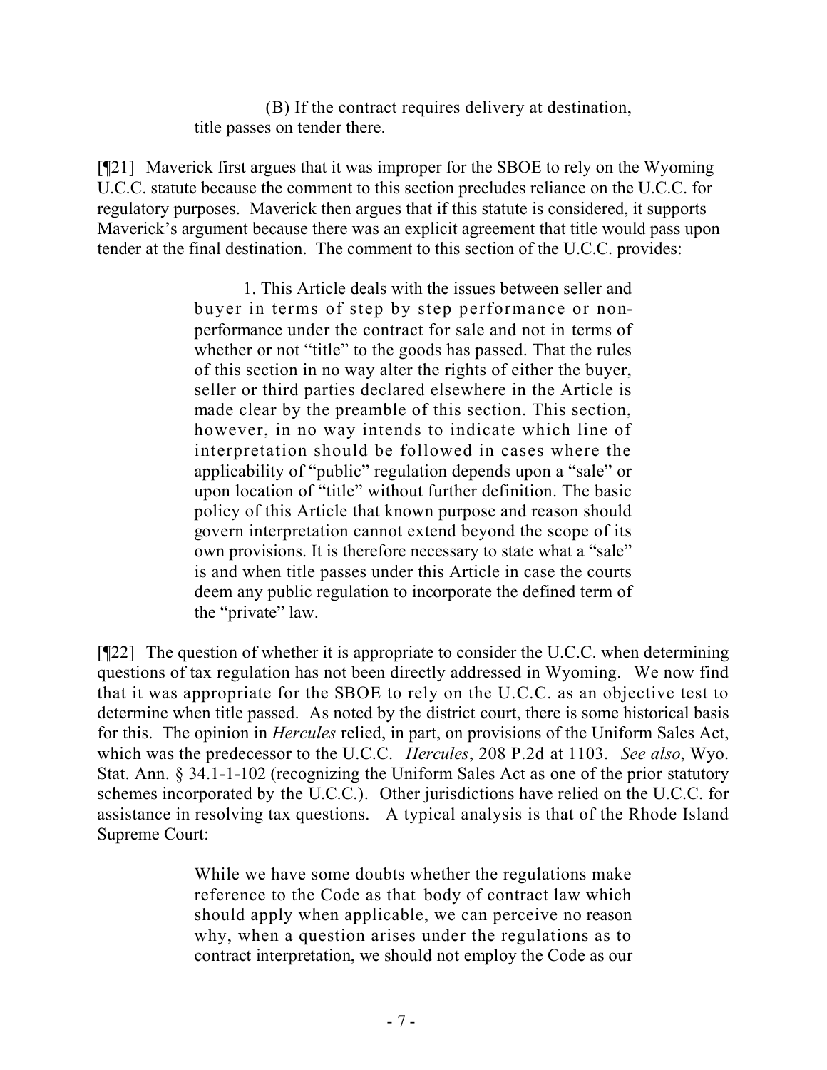(B) If the contract requires delivery at destination, title passes on tender there.

[¶21] Maverick first argues that it was improper for the SBOE to rely on the Wyoming U.C.C. statute because the comment to this section precludes reliance on the U.C.C. for regulatory purposes. Maverick then argues that if this statute is considered, it supports Maverick's argument because there was an explicit agreement that title would pass upon tender at the final destination. The comment to this section of the U.C.C. provides:

> 1. This Article deals with the issues between seller and buyer in terms of step by step performance or non-performance under the contract for sale and not in terms of whether or not "title" to the goods has passed. That the rules of this section in no way alter the rights of either the buyer, seller or third parties declared elsewhere in the Article is made clear by the preamble of this section. This section, however, in no way intends to indicate which line of interpretation should be followed in cases where the applicability of "public" regulation depends upon a "sale" or upon location of "title" without further definition. The basic policy of this Article that known purpose and reason should govern interpretation cannot extend beyond the scope of its own provisions. It is therefore necessary to state what a "sale" is and when title passes under this Article in case the courts deem any public regulation to incorporate the defined term of the "private" law.

[¶22] The question of whether it is appropriate to consider the U.C.C. when determining questions of tax regulation has not been directly addressed in Wyoming. We now find that it was appropriate for the SBOE to rely on the U.C.C. as an objective test to determine when title passed. As noted by the district court, there is some historical basis for this. The opinion in *Hercules* relied, in part, on provisions of the Uniform Sales Act, which was the predecessor to the U.C.C. *Hercules*, 208 P.2d at 1103. *See also*, Wyo. Stat. Ann. § 34.1-1-102 (recognizing the Uniform Sales Act as one of the prior statutory schemes incorporated by the U.C.C.). Other jurisdictions have relied on the U.C.C. for assistance in resolving tax questions. A typical analysis is that of the Rhode Island Supreme Court:

> While we have some doubts whether the regulations make reference to the Code as that body of contract law which should apply when applicable, we can perceive no reason why, when a question arises under the regulations as to contract interpretation, we should not employ the Code as our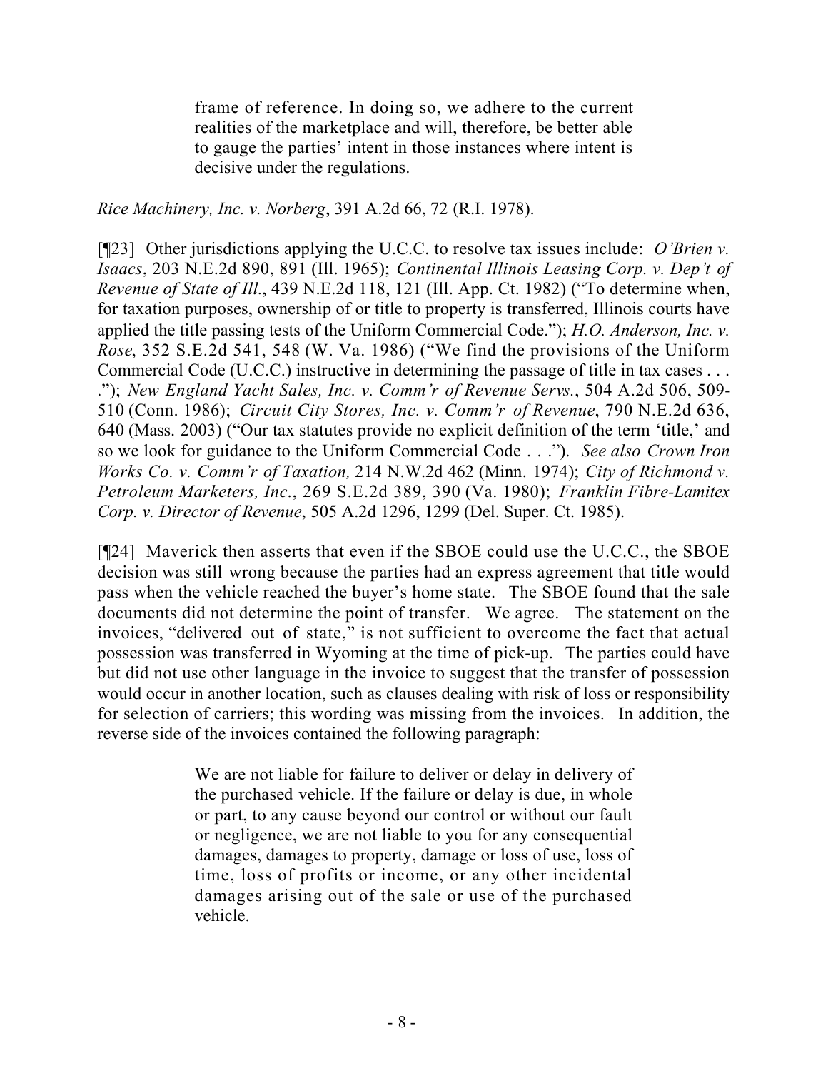> frame of reference. In doing so, we adhere to the current realities of the marketplace and will, therefore, be better able to gauge the parties' intent in those instances where intent is decisive under the regulations.

*Rice Machinery, Inc. v. Norberg*, 391 A.2d 66, 72 (R.I. 1978).

[¶23] Other jurisdictions applying the U.C.C. to resolve tax issues include: *O'Brien v. Isaacs*, 203 N.E.2d 890, 891 (Ill. 1965); *Continental Illinois Leasing Corp. v. Dep't of Revenue of State of Ill.*, 439 N.E.2d 118, 121 (Ill. App. Ct. 1982) ("To determine when, for taxation purposes, ownership of or title to property is transferred, Illinois courts have applied the title passing tests of the Uniform Commercial Code."); *H.O. Anderson, Inc. v. Rose*, 352 S.E.2d 541, 548 (W. Va. 1986) ("We find the provisions of the Uniform Commercial Code (U.C.C.) instructive in determining the passage of title in tax cases . . . ."); *New England Yacht Sales, Inc. v. Comm'r of Revenue Servs.*, 504 A.2d 506, 509-510 (Conn. 1986); *Circuit City Stores, Inc. v. Comm'r of Revenue*, 790 N.E.2d 636, 640 (Mass. 2003) ("Our tax statutes provide no explicit definition of the term 'title,' and so we look for guidance to the Uniform Commercial Code . . ."). *See also Crown Iron Works Co. v. Comm'r of Taxation,* 214 N.W.2d 462 (Minn. 1974); *City of Richmond v. Petroleum Marketers, Inc.*, 269 S.E.2d 389, 390 (Va. 1980); *Franklin Fibre-Lamitex Corp. v. Director of Revenue*, 505 A.2d 1296, 1299 (Del. Super. Ct. 1985).

[¶24] Maverick then asserts that even if the SBOE could use the U.C.C., the SBOE decision was still wrong because the parties had an express agreement that title would pass when the vehicle reached the buyer's home state. The SBOE found that the sale documents did not determine the point of transfer. We agree. The statement on the invoices, "delivered out of state," is not sufficient to overcome the fact that actual possession was transferred in Wyoming at the time of pick-up. The parties could have but did not use other language in the invoice to suggest that the transfer of possession would occur in another location, such as clauses dealing with risk of loss or responsibility for selection of carriers; this wording was missing from the invoices. In addition, the reverse side of the invoices contained the following paragraph:

> We are not liable for failure to deliver or delay in delivery of the purchased vehicle. If the failure or delay is due, in whole or part, to any cause beyond our control or without our fault or negligence, we are not liable to you for any consequential damages, damages to property, damage or loss of use, loss of time, loss of profits or income, or any other incidental damages arising out of the sale or use of the purchased vehicle.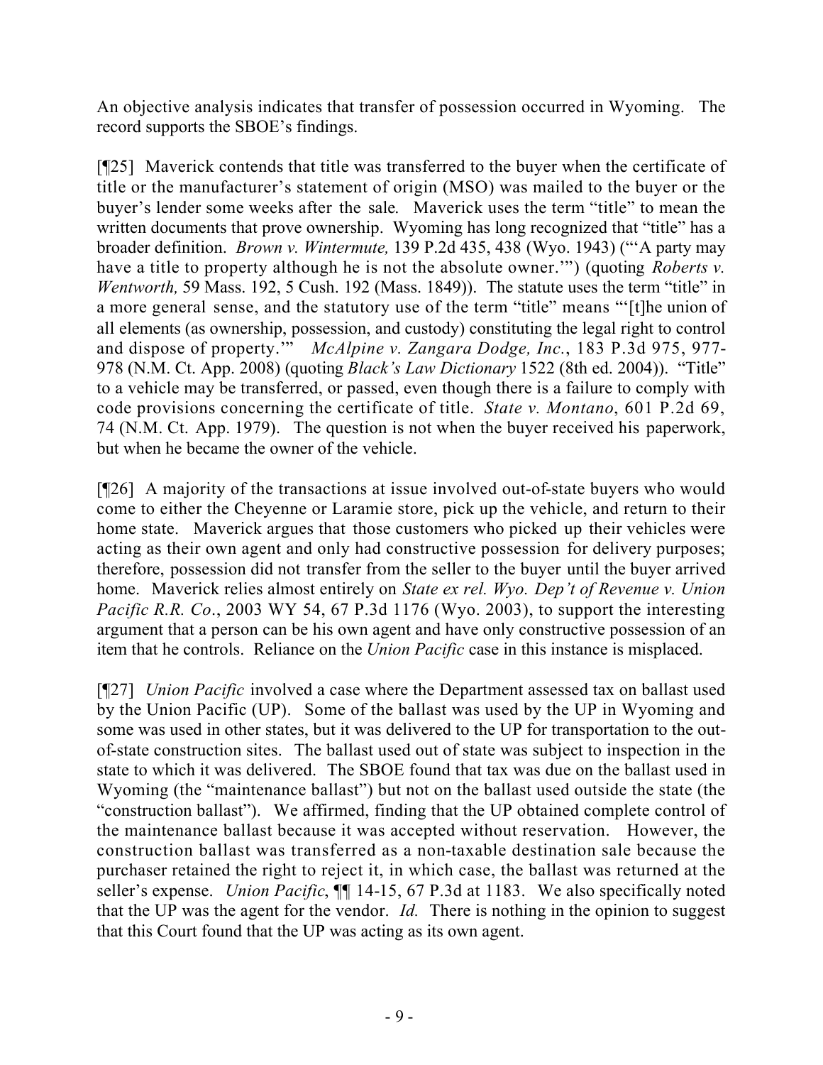An objective analysis indicates that transfer of possession occurred in Wyoming. The record supports the SBOE's findings.

[¶25] Maverick contends that title was transferred to the buyer when the certificate of title or the manufacturer's statement of origin (MSO) was mailed to the buyer or the buyer's lender some weeks after the sale. Maverick uses the term "title" to mean the written documents that prove ownership. Wyoming has long recognized that "title" has a broader definition. *Brown v. Wintermute,* 139 P.2d 435, 438 (Wyo. 1943) ("'A party may have a title to property although he is not the absolute owner.'") (quoting *Roberts v. Wentworth,* 59 Mass. 192, 5 Cush. 192 (Mass. 1849)). The statute uses the term "title" in a more general sense, and the statutory use of the term "title" means "'[t]he union of all elements (as ownership, possession, and custody) constituting the legal right to control and dispose of property.'" *McAlpine v. Zangara Dodge, Inc.*, 183 P.3d 975, 977-978 (N.M. Ct. App. 2008) (quoting *Black's Law Dictionary* 1522 (8th ed. 2004)). "Title" to a vehicle may be transferred, or passed, even though there is a failure to comply with code provisions concerning the certificate of title. *State v. Montano*, 601 P.2d 69, 74 (N.M. Ct. App. 1979). The question is not when the buyer received his paperwork, but when he became the owner of the vehicle.

[¶26] A majority of the transactions at issue involved out-of-state buyers who would come to either the Cheyenne or Laramie store, pick up the vehicle, and return to their home state. Maverick argues that those customers who picked up their vehicles were acting as their own agent and only had constructive possession for delivery purposes; therefore, possession did not transfer from the seller to the buyer until the buyer arrived home. Maverick relies almost entirely on *State ex rel. Wyo. Dep't of Revenue v. Union Pacific R.R. Co*., 2003 WY 54, 67 P.3d 1176 (Wyo. 2003), to support the interesting argument that a person can be his own agent and have only constructive possession of an item that he controls. Reliance on the *Union Pacific* case in this instance is misplaced.

[¶27] *Union Pacific* involved a case where the Department assessed tax on ballast used by the Union Pacific (UP). Some of the ballast was used by the UP in Wyoming and some was used in other states, but it was delivered to the UP for transportation to the out-of-state construction sites. The ballast used out of state was subject to inspection in the state to which it was delivered. The SBOE found that tax was due on the ballast used in Wyoming (the "maintenance ballast") but not on the ballast used outside the state (the "construction ballast"). We affirmed, finding that the UP obtained complete control of the maintenance ballast because it was accepted without reservation. However, the construction ballast was transferred as a non-taxable destination sale because the purchaser retained the right to reject it, in which case, the ballast was returned at the seller's expense. *Union Pacific*, ¶¶ 14-15, 67 P.3d at 1183. We also specifically noted that the UP was the agent for the vendor. *Id.* There is nothing in the opinion to suggest that this Court found that the UP was acting as its own agent.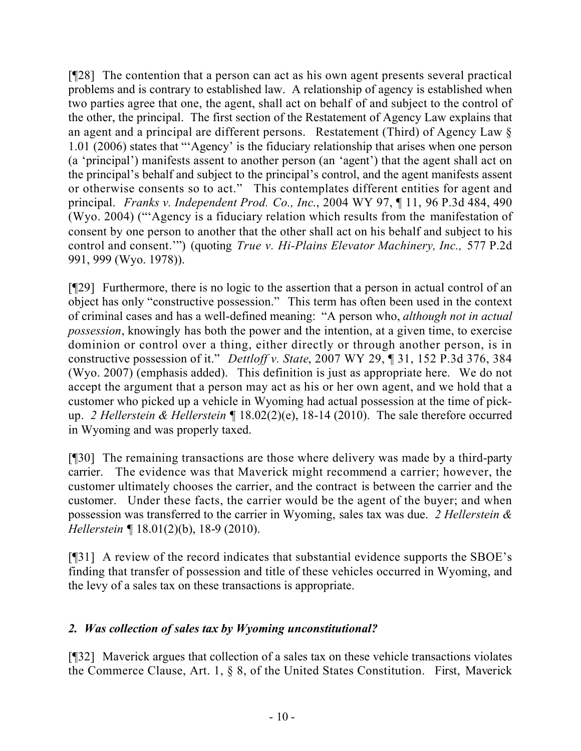[¶28] The contention that a person can act as his own agent presents several practical problems and is contrary to established law. A relationship of agency is established when two parties agree that one, the agent, shall act on behalf of and subject to the control of the other, the principal. The first section of the Restatement of Agency Law explains that an agent and a principal are different persons. Restatement (Third) of Agency Law § 1.01 (2006) states that "'Agency' is the fiduciary relationship that arises when one person (a 'principal') manifests assent to another person (an 'agent') that the agent shall act on the principal's behalf and subject to the principal's control, and the agent manifests assent or otherwise consents so to act." This contemplates different entities for agent and principal. *Franks v. Independent Prod. Co., Inc.*, 2004 WY 97, ¶ 11, 96 P.3d 484, 490 (Wyo. 2004) ("'Agency is a fiduciary relation which results from the manifestation of consent by one person to another that the other shall act on his behalf and subject to his control and consent.'") (quoting *True v. Hi-Plains Elevator Machinery, Inc.,* 577 P.2d 991, 999 (Wyo. 1978)).

[¶29] Furthermore, there is no logic to the assertion that a person in actual control of an object has only "constructive possession." This term has often been used in the context of criminal cases and has a well-defined meaning: "A person who, *although not in actual possession*, knowingly has both the power and the intention, at a given time, to exercise dominion or control over a thing, either directly or through another person, is in constructive possession of it." *Dettloff v. State*, 2007 WY 29, ¶ 31, 152 P.3d 376, 384 (Wyo. 2007) (emphasis added). This definition is just as appropriate here. We do not accept the argument that a person may act as his or her own agent, and we hold that a customer who picked up a vehicle in Wyoming had actual possession at the time of pick-up. *2 Hellerstein & Hellerstein* ¶ 18.02(2)(e), 18-14 (2010). The sale therefore occurred in Wyoming and was properly taxed.

[¶30] The remaining transactions are those where delivery was made by a third-party carrier. The evidence was that Maverick might recommend a carrier; however, the customer ultimately chooses the carrier, and the contract is between the carrier and the customer. Under these facts, the carrier would be the agent of the buyer; and when possession was transferred to the carrier in Wyoming, sales tax was due. *2 Hellerstein & Hellerstein* ¶ 18.01(2)(b), 18-9 (2010).

[¶31] A review of the record indicates that substantial evidence supports the SBOE's finding that transfer of possession and title of these vehicles occurred in Wyoming, and the levy of a sales tax on these transactions is appropriate.

### *2. Was collection of sales tax by Wyoming unconstitutional?*

[¶32] Maverick argues that collection of a sales tax on these vehicle transactions violates the Commerce Clause, Art. 1, § 8, of the United States Constitution. First, Maverick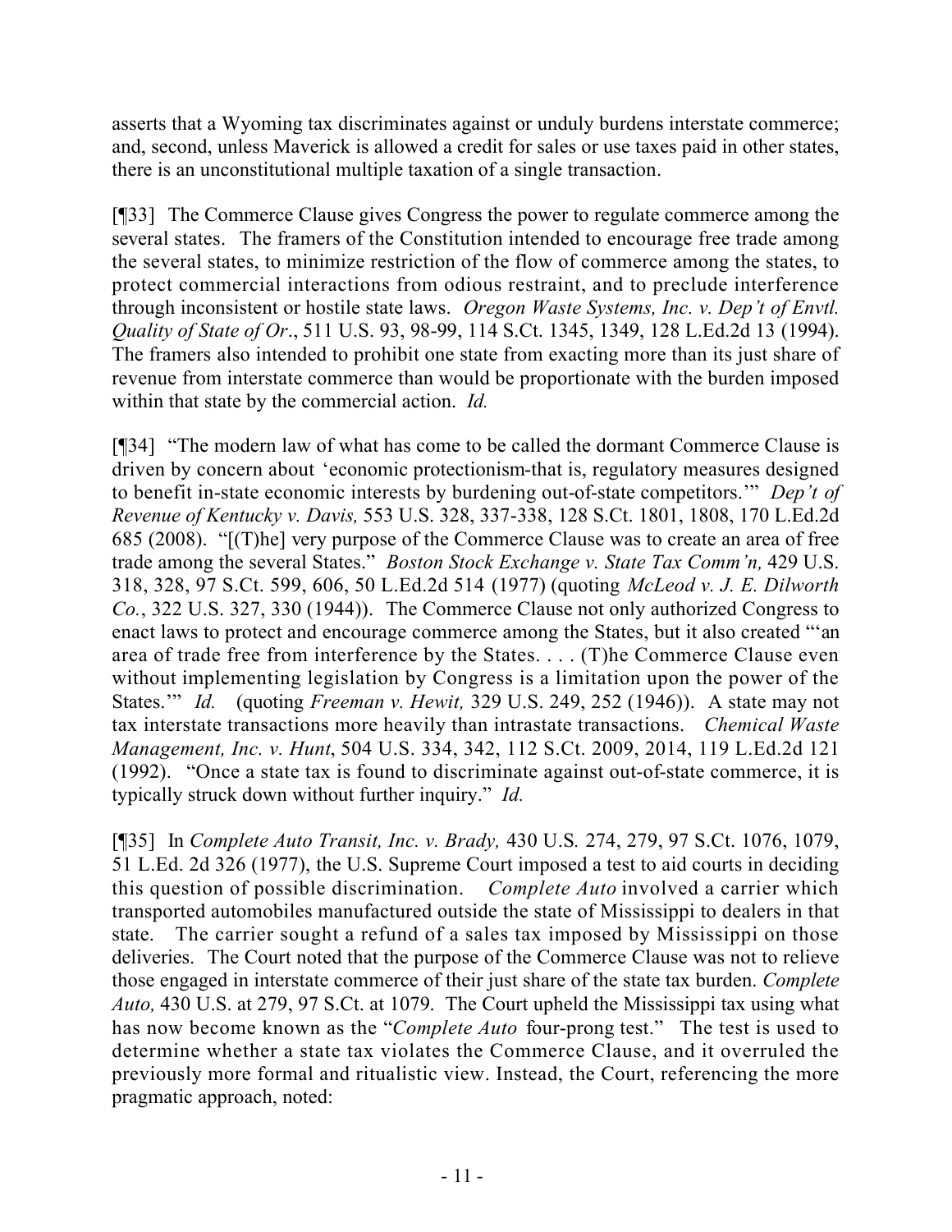asserts that a Wyoming tax discriminates against or unduly burdens interstate commerce; and, second, unless Maverick is allowed a credit for sales or use taxes paid in other states, there is an unconstitutional multiple taxation of a single transaction.

[¶33] The Commerce Clause gives Congress the power to regulate commerce among the several states. The framers of the Constitution intended to encourage free trade among the several states, to minimize restriction of the flow of commerce among the states, to protect commercial interactions from odious restraint, and to preclude interference through inconsistent or hostile state laws. *Oregon Waste Systems, Inc. v. Dep't of Envtl. Quality of State of Or*., 511 U.S. 93, 98-99, 114 S.Ct. 1345, 1349, 128 L.Ed.2d 13 (1994). The framers also intended to prohibit one state from exacting more than its just share of revenue from interstate commerce than would be proportionate with the burden imposed within that state by the commercial action. *Id.*

[¶34] "The modern law of what has come to be called the dormant Commerce Clause is driven by concern about 'economic protectionism-that is, regulatory measures designed to benefit in-state economic interests by burdening out-of-state competitors.'" *Dep't of Revenue of Kentucky v. Davis,* 553 U.S. 328, 337-338, 128 S.Ct. 1801, 1808, 170 L.Ed.2d 685 (2008). "[(T)he] very purpose of the Commerce Clause was to create an area of free trade among the several States." *Boston Stock Exchange v. State Tax Comm'n,* 429 U.S. 318, 328, 97 S.Ct. 599, 606, 50 L.Ed.2d 514 (1977) (quoting *McLeod v. J. E. Dilworth Co.*, 322 U.S. 327, 330 (1944)). The Commerce Clause not only authorized Congress to enact laws to protect and encourage commerce among the States, but it also created "'an area of trade free from interference by the States. . . . (T)he Commerce Clause even without implementing legislation by Congress is a limitation upon the power of the States.'" *Id.* (quoting *Freeman v. Hewit,* 329 U.S. 249, 252 (1946)). A state may not tax interstate transactions more heavily than intrastate transactions. *Chemical Waste Management, Inc. v. Hunt*, 504 U.S. 334, 342, 112 S.Ct. 2009, 2014, 119 L.Ed.2d 121 (1992). "Once a state tax is found to discriminate against out-of-state commerce, it is typically struck down without further inquiry." *Id.*

[¶35] In *Complete Auto Transit, Inc. v. Brady,* 430 U.S. 274, 279, 97 S.Ct. 1076, 1079, 51 L.Ed. 2d 326 (1977), the U.S. Supreme Court imposed a test to aid courts in deciding this question of possible discrimination. *Complete Auto* involved a carrier which transported automobiles manufactured outside the state of Mississippi to dealers in that state. The carrier sought a refund of a sales tax imposed by Mississippi on those deliveries. The Court noted that the purpose of the Commerce Clause was not to relieve those engaged in interstate commerce of their just share of the state tax burden. *Complete Auto,* 430 U.S. at 279, 97 S.Ct. at 1079. The Court upheld the Mississippi tax using what has now become known as the "*Complete Auto* four-prong test." The test is used to determine whether a state tax violates the Commerce Clause, and it overruled the previously more formal and ritualistic view. Instead, the Court, referencing the more pragmatic approach, noted: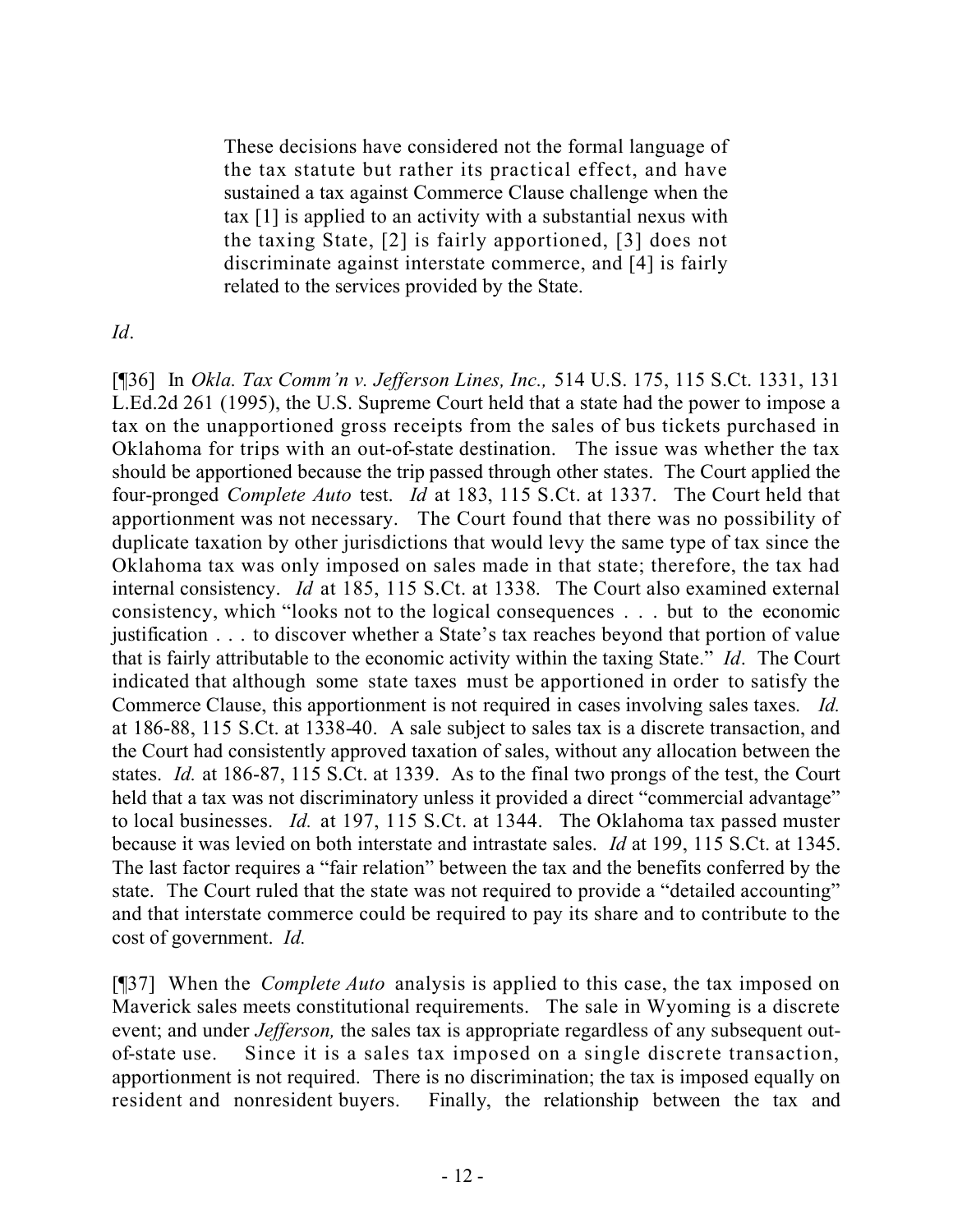> These decisions have considered not the formal language of the tax statute but rather its practical effect, and have sustained a tax against Commerce Clause challenge when the tax [1] is applied to an activity with a substantial nexus with the taxing State, [2] is fairly apportioned, [3] does not discriminate against interstate commerce, and [4] is fairly related to the services provided by the State.

*Id*.

[¶36] In *Okla. Tax Comm'n v. Jefferson Lines, Inc.,* 514 U.S. 175, 115 S.Ct. 1331, 131 L.Ed.2d 261 (1995), the U.S. Supreme Court held that a state had the power to impose a tax on the unapportioned gross receipts from the sales of bus tickets purchased in Oklahoma for trips with an out-of-state destination. The issue was whether the tax should be apportioned because the trip passed through other states. The Court applied the four-pronged *Complete Auto* test. *Id* at 183, 115 S.Ct. at 1337. The Court held that apportionment was not necessary. The Court found that there was no possibility of duplicate taxation by other jurisdictions that would levy the same type of tax since the Oklahoma tax was only imposed on sales made in that state; therefore, the tax had internal consistency. *Id* at 185, 115 S.Ct. at 1338. The Court also examined external consistency, which "looks not to the logical consequences . . . but to the economic justification . . . to discover whether a State's tax reaches beyond that portion of value that is fairly attributable to the economic activity within the taxing State." *Id*. The Court indicated that although some state taxes must be apportioned in order to satisfy the Commerce Clause, this apportionment is not required in cases involving sales taxes. *Id.* at 186-88, 115 S.Ct. at 1338-40. A sale subject to sales tax is a discrete transaction, and the Court had consistently approved taxation of sales, without any allocation between the states. *Id.* at 186-87, 115 S.Ct. at 1339. As to the final two prongs of the test, the Court held that a tax was not discriminatory unless it provided a direct "commercial advantage" to local businesses. *Id.* at 197, 115 S.Ct. at 1344. The Oklahoma tax passed muster because it was levied on both interstate and intrastate sales. *Id* at 199, 115 S.Ct. at 1345. The last factor requires a "fair relation" between the tax and the benefits conferred by the state. The Court ruled that the state was not required to provide a "detailed accounting" and that interstate commerce could be required to pay its share and to contribute to the cost of government. *Id.*

[¶37] When the *Complete Auto* analysis is applied to this case, the tax imposed on Maverick sales meets constitutional requirements. The sale in Wyoming is a discrete event; and under *Jefferson,* the sales tax is appropriate regardless of any subsequent out-of-state use. Since it is a sales tax imposed on a single discrete transaction, apportionment is not required. There is no discrimination; the tax is imposed equally on resident and nonresident buyers. Finally, the relationship between the tax and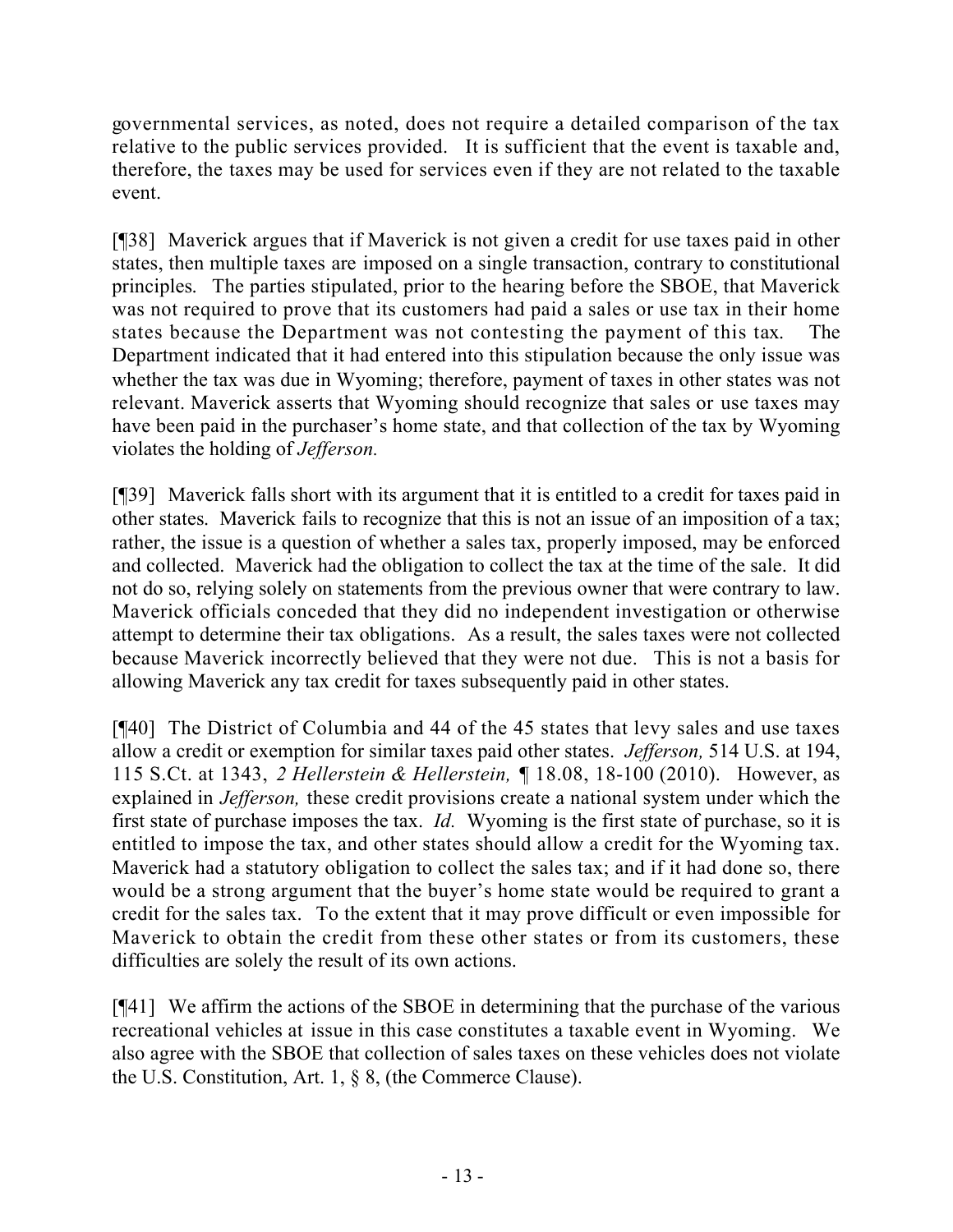governmental services, as noted, does not require a detailed comparison of the tax relative to the public services provided. It is sufficient that the event is taxable and, therefore, the taxes may be used for services even if they are not related to the taxable event.

[¶38] Maverick argues that if Maverick is not given a credit for use taxes paid in other states, then multiple taxes are imposed on a single transaction, contrary to constitutional principles. The parties stipulated, prior to the hearing before the SBOE, that Maverick was not required to prove that its customers had paid a sales or use tax in their home states because the Department was not contesting the payment of this tax. The Department indicated that it had entered into this stipulation because the only issue was whether the tax was due in Wyoming; therefore, payment of taxes in other states was not relevant. Maverick asserts that Wyoming should recognize that sales or use taxes may have been paid in the purchaser's home state, and that collection of the tax by Wyoming violates the holding of *Jefferson.*

[¶39] Maverick falls short with its argument that it is entitled to a credit for taxes paid in other states. Maverick fails to recognize that this is not an issue of an imposition of a tax; rather, the issue is a question of whether a sales tax, properly imposed, may be enforced and collected. Maverick had the obligation to collect the tax at the time of the sale. It did not do so, relying solely on statements from the previous owner that were contrary to law. Maverick officials conceded that they did no independent investigation or otherwise attempt to determine their tax obligations. As a result, the sales taxes were not collected because Maverick incorrectly believed that they were not due. This is not a basis for allowing Maverick any tax credit for taxes subsequently paid in other states.

[¶40] The District of Columbia and 44 of the 45 states that levy sales and use taxes allow a credit or exemption for similar taxes paid other states. *Jefferson,* 514 U.S. at 194, 115 S.Ct. at 1343, *2 Hellerstein & Hellerstein,* ¶ 18.08, 18-100 (2010). However, as explained in *Jefferson,* these credit provisions create a national system under which the first state of purchase imposes the tax. *Id.* Wyoming is the first state of purchase, so it is entitled to impose the tax, and other states should allow a credit for the Wyoming tax. Maverick had a statutory obligation to collect the sales tax; and if it had done so, there would be a strong argument that the buyer's home state would be required to grant a credit for the sales tax. To the extent that it may prove difficult or even impossible for Maverick to obtain the credit from these other states or from its customers, these difficulties are solely the result of its own actions.

[¶41] We affirm the actions of the SBOE in determining that the purchase of the various recreational vehicles at issue in this case constitutes a taxable event in Wyoming. We also agree with the SBOE that collection of sales taxes on these vehicles does not violate the U.S. Constitution, Art. 1, § 8, (the Commerce Clause).